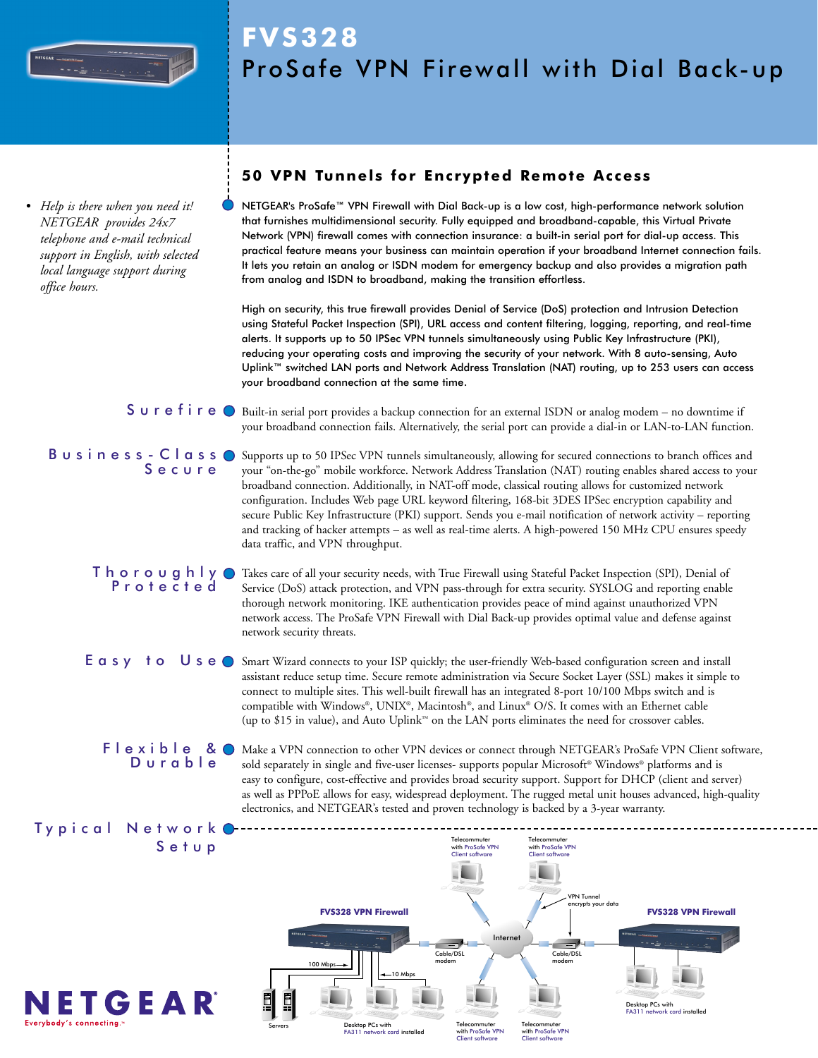# FVS328

## ProSafe VPN Firewall with Dial Back-up

- *Help is there when you need it! NETGEAR provides 24x7 telephone and e-mail technical support in English, with selected local language support during office hours.*

### 50 VPN Tunnels for Encrypted Remote Access

NETGEAR's ProSafe™ VPN Firewall with Dial Back-up is a low cost, high-performance network solution that furnishes multidimensional security. Fully equipped and broadband-capable, this Virtual Private Network (VPN) firewall comes with connection insurance: a built-in serial port for dial-up access. This practical feature means your business can maintain operation if your broadband Internet connection fails. It lets you retain an analog or ISDN modem for emergency backup and also provides a migration path from analog and ISDN to broadband, making the transition effortless.

High on security, this true firewall provides Denial of Service (DoS) protection and Intrusion Detection using Stateful Packet Inspection (SPI), URL access and content filtering, logging, reporting, and real-time alerts. It supports up to 50 IPSec VPN tunnels simultaneously using Public Key Infrastructure (PKI), reducing your operating costs and improving the security of your network. With 8 auto-sensing, Auto Uplink™ switched LAN ports and Network Address Translation (NAT) routing, up to 253 users can access your broadband connection at the same time.

**Surefire**

Built-in serial port provides a backup connection for an external ISDN or analog modem – no downtime if your broadband Internet connection fails. Alternatively, the serial port can provide a dial-in or LAN-to-LAN function.

**Business-Class Secure**

Supports up to 50 IPSec VPN tunnels simultaneously, allowing for secured connections to branch offices and your "on-the-go" mobile workforce. Network Address Translation (NAT) routing enables shared access to your broadband connection. Additionally, in NAT-off mode, classical routing allows for customized network configuration. Includes Web page URL keyword filtering, 168-bit 3DES IPSec encryption capability and secure Public Key Infrastructure (PKI) support. Sends you e-mail notification of network activity – reporting and tracking of hacker attempts – as well as real-time alerts. A high-powered 150 MHz CPU ensures speedy data traffic, and VPN throughput.

**Thoroughly Protected**

Takes care of all your security needs, with True Firewall using Stateful Packet Inspection (SPI), Denial of Service (DoS) attack protection, and VPN pass-through for extra security. SYSLOG and reporting enable thorough network monitoring. IKE authentication provides peace of mind against unauthorized VPN network access. The ProSafe VPN Firewall with Dial Back-up provides optimal value and defense against network security threats.

**Easy to Use**

Smart Wizard connects to your ISP quickly; the user-friendly Web-based configuration screen and install assistant reduce setup time. Secure remote administration via Secure Socket Layer (SSL) makes it simple to connect to multiple sites. This well-built firewall has an integrated 8-port 10/100 Mbps switch and is compatible with Windows®, UNIX®, Macintosh®, and Linux® O/S. It comes with an Ethernet cable (up to $15 in value), and Auto Uplink™ on the LAN ports eliminates the need for crossover cables.

**Flexible & Durable**

Make a VPN connection to other VPN devices or connect through NETGEAR's ProSafe VPN Client software, sold separately in single and five-user licenses- supports popular Microsoft® Windows® platforms and is easy to configure, cost-effective and provides broad security support. Support for DHCP (client and server) as well as PPPoE allows for easy, widespread deployment. The rugged metal unit houses advanced, high-quality electronics, and NETGEAR's tested and proven technology is backed by a 3-year warranty.

**Typical Network Setup**

FVS328 VPN Firewall — Internet — FVS328 VPN Firewall

Telecommuter with ProSafe VPN Client software; VPN Tunnel encrypts your data; Cable/DSL modem; 100 Mbps; 10 Mbps; Servers; Desktop PCs with FA311 network card installed

NETGEAR® Everybody's connecting.™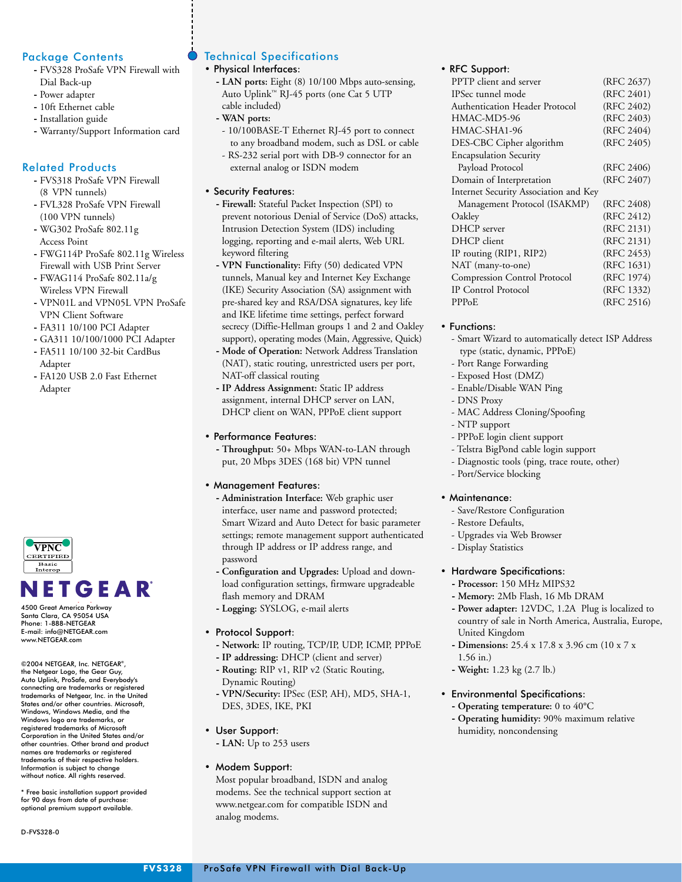## Package Contents

- FVS328 ProSafe VPN Firewall with Dial Back-up
- Power adapter
- 10ft Ethernet cable
- Installation guide
- Warranty/Support Information card

## Related Products

- FVS318 ProSafe VPN Firewall (8 VPN tunnels)
- FVL328 ProSafe VPN Firewall (100 VPN tunnels)
- WG302 ProSafe 802.11g Access Point
- FWG114P ProSafe 802.11g Wireless Firewall with USB Print Server
- FWAG114 ProSafe 802.11a/g Wireless VPN Firewall
- VPN01L and VPN05L VPN ProSafe VPN Client Software
- FA311 10/100 PCI Adapter
- GA311 10/100/1000 PCI Adapter
- FA511 10/100 32-bit CardBus Adapter
- FA120 USB 2.0 Fast Ethernet Adapter

VPNC CERTIFIED Basic Interop

NETGEAR®

4500 Great America Parkway
Santa Clara, CA 95054 USA
Phone: 1-888-NETGEAR
E-mail: info@NETGEAR.com
www.NETGEAR.com

©2004 NETGEAR, Inc. NETGEAR®, the Netgear Logo, the Gear Guy, Auto Uplink, ProSafe, and Everybody's connecting are trademarks or registered trademarks of Netgear, Inc. in the United States and/or other countries. Microsoft, Windows, Windows Media, and the Windows logo are trademarks, or registered trademarks of Microsoft Corporation in the United States and/or other countries. Other brand and product names are trademarks or registered trademarks of their respective holders. Information is subject to change without notice. All rights reserved.

* Free basic installation support provided for 90 days from date of purchase: optional premium support available.

D-FVS328-0

## Technical Specifications

- Physical Interfaces:
  - **LAN ports:** Eight (8) 10/100 Mbps auto-sensing, Auto Uplink™ RJ-45 ports (one Cat 5 UTP cable included)
  - **WAN ports:**
    - 10/100BASE-T Ethernet RJ-45 port to connect to any broadband modem, such as DSL or cable
    - RS-232 serial port with DB-9 connector for an external analog or ISDN modem

- Security Features:
  - **Firewall:** Stateful Packet Inspection (SPI) to prevent notorious Denial of Service (DoS) attacks, Intrusion Detection System (IDS) including logging, reporting and e-mail alerts, Web URL keyword filtering
  - **VPN Functionality:** Fifty (50) dedicated VPN tunnels, Manual key and Internet Key Exchange (IKE) Security Association (SA) assignment with pre-shared key and RSA/DSA signatures, key life and IKE lifetime time settings, perfect forward secrecy (Diffie-Hellman groups 1 and 2 and Oakley support), operating modes (Main, Aggressive, Quick)
  - **Mode of Operation:** Network Address Translation (NAT), static routing, unrestricted users per port, NAT-off classical routing
  - **IP Address Assignment:** Static IP address assignment, internal DHCP server on LAN, DHCP client on WAN, PPPoE client support

- Performance Features:
  - **Throughput:** 50+ Mbps WAN-to-LAN through put, 20 Mbps 3DES (168 bit) VPN tunnel

- Management Features:
  - **Administration Interface:** Web graphic user interface, user name and password protected; Smart Wizard and Auto Detect for basic parameter settings; remote management support authenticated through IP address or IP address range, and password
  - **Configuration and Upgrades:** Upload and download configuration settings, firmware upgradeable flash memory and DRAM
  - **Logging:** SYSLOG, e-mail alerts

- Protocol Support:
  - **Network:** IP routing, TCP/IP, UDP, ICMP, PPPoE
  - **IP addressing:** DHCP (client and server)
  - **Routing:** RIP v1, RIP v2 (Static Routing, Dynamic Routing)
  - **VPN/Security:** IPSec (ESP, AH), MD5, SHA-1, DES, 3DES, IKE, PKI

- User Support:
  - **LAN:** Up to 253 users

- Modem Support:
  Most popular broadband, ISDN and analog modems. See the technical support section at www.netgear.com for compatible ISDN and analog modems.

- RFC Support:

| | |
|---|---|
| PPTP client and server | (RFC 2637) |
| IPSec tunnel mode | (RFC 2401) |
| Authentication Header Protocol | (RFC 2402) |
| HMAC-MD5-96 | (RFC 2403) |
| HMAC-SHA1-96 | (RFC 2404) |
| DES-CBC Cipher algorithm | (RFC 2405) |
| Encapsulation Security Payload Protocol | (RFC 2406) |
| Domain of Interpretation | (RFC 2407) |
| Internet Security Association and Key Management Protocol (ISAKMP) | (RFC 2408) |
| Oakley | (RFC 2412) |
| DHCP server | (RFC 2131) |
| DHCP client | (RFC 2131) |
| IP routing (RIP1, RIP2) | (RFC 2453) |
| NAT (many-to-one) | (RFC 1631) |
| Compression Control Protocol | (RFC 1974) |
| IP Control Protocol | (RFC 1332) |
| PPPoE | (RFC 2516) |

- Functions:
  - Smart Wizard to automatically detect ISP Address type (static, dynamic, PPPoE)
  - Port Range Forwarding
  - Exposed Host (DMZ)
  - Enable/Disable WAN Ping
  - DNS Proxy
  - MAC Address Cloning/Spoofing
  - NTP support
  - PPPoE login client support
  - Telstra BigPond cable login support
  - Diagnostic tools (ping, trace route, other)
  - Port/Service blocking

- Maintenance:
  - Save/Restore Configuration
  - Restore Defaults,
  - Upgrades via Web Browser
  - Display Statistics

- Hardware Specifications:
  - **Processor:** 150 MHz MIPS32
  - **Memory:** 2Mb Flash, 16 Mb DRAM
  - **Power adapter:** 12VDC, 1.2A Plug is localized to country of sale in North America, Australia, Europe, United Kingdom
  - **Dimensions:** 25.4 x 17.8 x 3.96 cm (10 x 7 x 1.56 in.)
  - **Weight:** 1.23 kg (2.7 lb.)

- Environmental Specifications:
  - **Operating temperature:** 0 to 40°C
  - **Operating humidity:** 90% maximum relative humidity, noncondensing

**FVS328** ProSafe VPN Firewall with Dial Back-Up